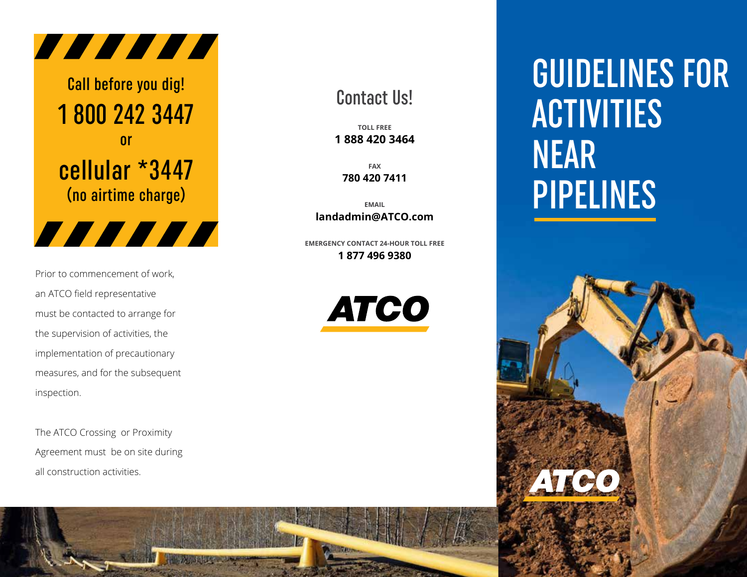Call before you dig!

1 800 242 3447

or

cellular *3447

(no airtime charge)

Prior to commencement of work, an ATCO field representative must be contacted to arrange for the supervision of activities, the implementation of precautionary measures, and for the subsequent inspection.

The ATCO Crossing or Proximity Agreement must be on site during all construction activities.

## Contact Us!

TOLL FREE
**1 888 420 3464**

FAX
**780 420 7411**

EMAIL
**landadmin@ATCO.com**

EMERGENCY CONTACT 24-HOUR TOLL FREE
**1 877 496 9380**

ATCO

# GUIDELINES FOR ACTIVITIES NEAR PIPELINES

ATCO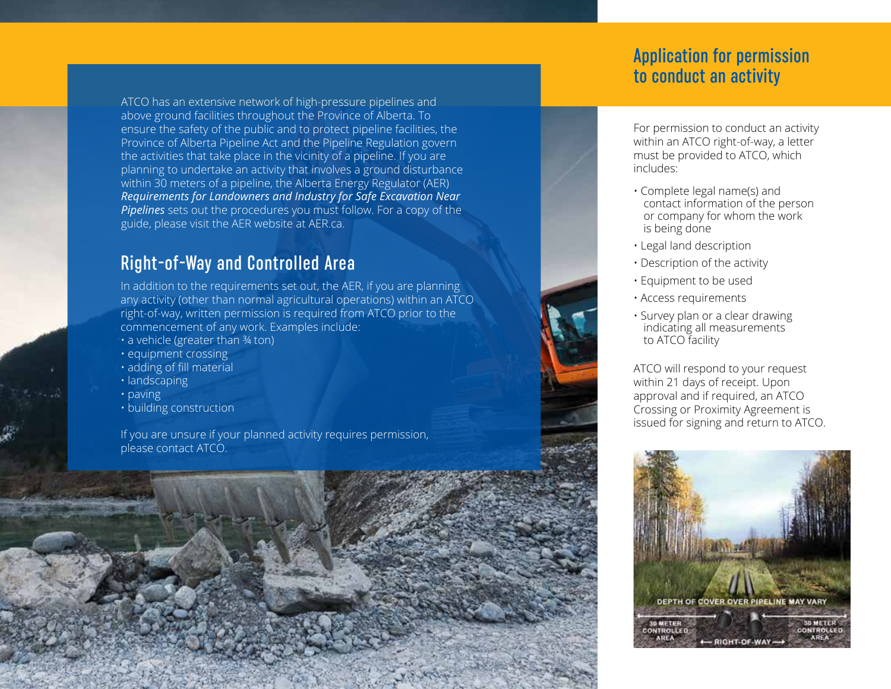ATCO has an extensive network of high-pressure pipelines and above ground facilities throughout the Province of Alberta. To ensure the safety of the public and to protect pipeline facilities, the Province of Alberta Pipeline Act and the Pipeline Regulation govern the activities that take place in the vicinity of a pipeline. If you are planning to undertake an activity that involves a ground disturbance within 30 meters of a pipeline, the Alberta Energy Regulator (AER) ***Requirements for Landowners and Industry for Safe Excavation Near Pipelines*** sets out the procedures you must follow. For a copy of the guide, please visit the AER website at AER.ca.

## Right-of-Way and Controlled Area

In addition to the requirements set out, the AER, if you are planning any activity (other than normal agricultural operations) within an ATCO right-of-way, written permission is required from ATCO prior to the commencement of any work. Examples include:

- a vehicle (greater than ¾ ton)
- equipment crossing
- adding of fill material
- landscaping
- paving
- building construction

If you are unsure if your planned activity requires permission, please contact ATCO.

## Application for permission to conduct an activity

For permission to conduct an activity within an ATCO right-of-way, a letter must be provided to ATCO, which includes:

- Complete legal name(s) and contact information of the person or company for whom the work is being done
- Legal land description
- Description of the activity
- Equipment to be used
- Access requirements
- Survey plan or a clear drawing indicating all measurements to ATCO facility

ATCO will respond to your request within 21 days of receipt. Upon approval and if required, an ATCO Crossing or Proximity Agreement is issued for signing and return to ATCO.

DEPTH OF COVER OVER PIPELINE MAY VARY

30 METER CONTROLLED AREA

RIGHT-OF-WAY

30 METER CONTROLLED AREA